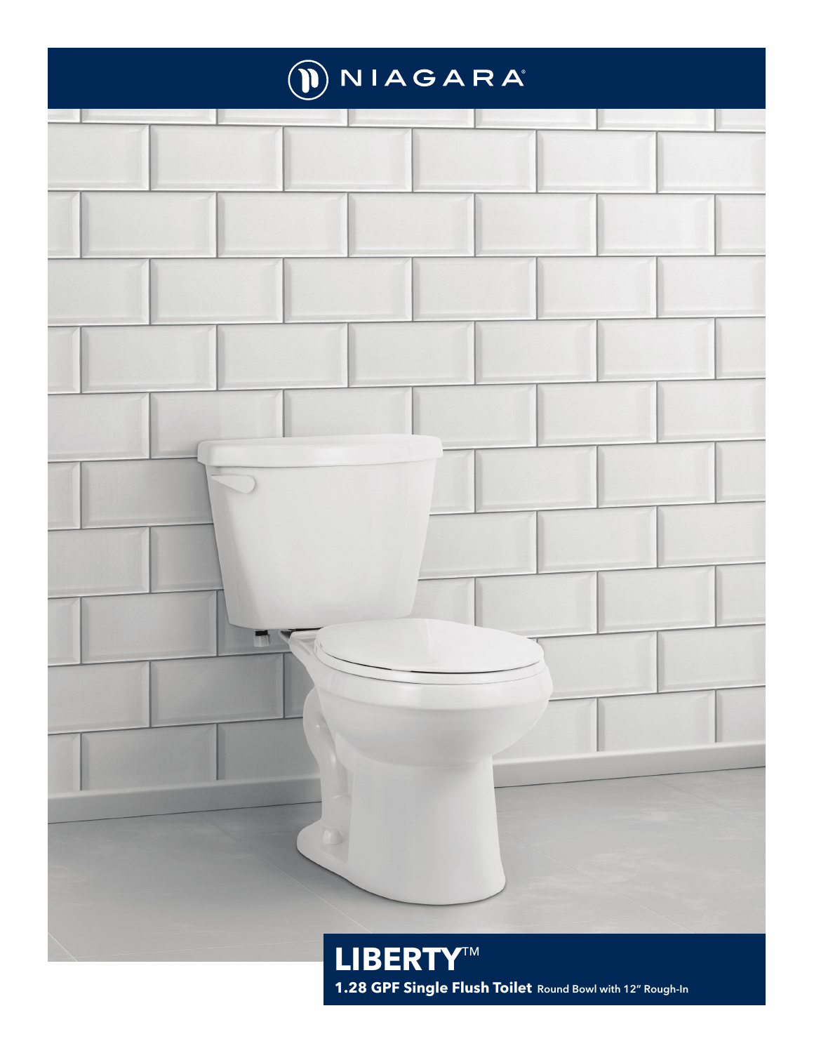NIAGARA®

# LIBERTY™

**1.28 GPF Single Flush Toilet** Round Bowl with 12″ Rough-In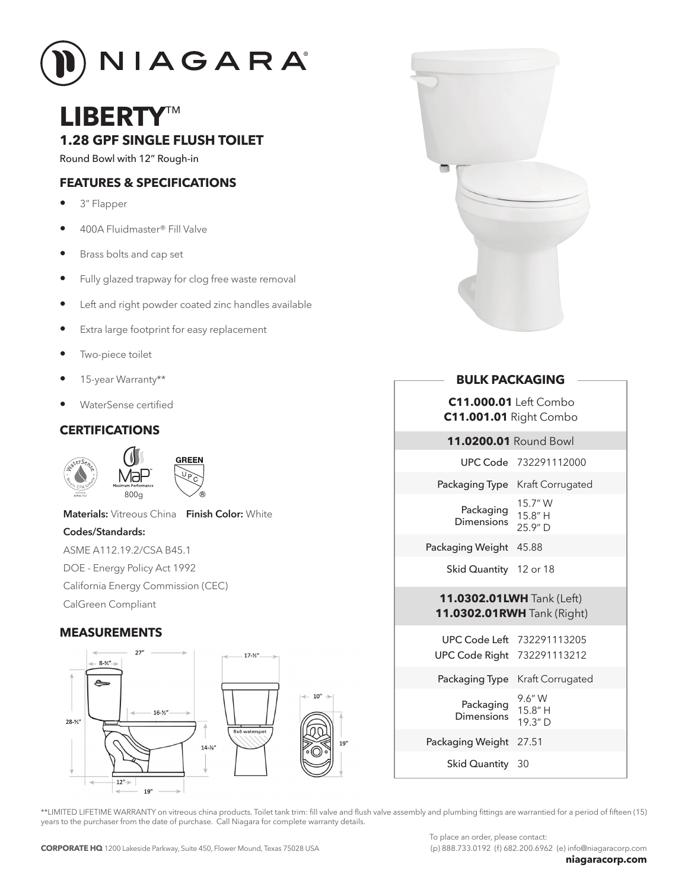# NIAGARA®

## LIBERTY™

### 1.28 GPF SINGLE FLUSH TOILET

Round Bowl with 12" Rough-in

### FEATURES & SPECIFICATIONS

- 3" Flapper
- 400A Fluidmaster® Fill Valve
- Brass bolts and cap set
- Fully glazed trapway for clog free waste removal
- Left and right powder coated zinc handles available
- Extra large footprint for easy replacement
- Two-piece toilet
- 15-year Warranty**
- WaterSense certified

### CERTIFICATIONS

MaP Maximum Performance 800g

GREEN UPC®

**Materials:** Vitreous China **Finish Color:** White

**Codes/Standards:**

ASME A112.19.2/CSA B45.1

DOE - Energy Policy Act 1992

California Energy Commission (CEC)

CalGreen Compliant

### MEASUREMENTS

27"
8-⅜"
16-½"
28-⅝"
12"
19"
17-½"
8x6 waterspot
14-⅞"
10"
19"

### BULK PACKAGING

**C11.000.01** Left Combo
**C11.001.01** Right Combo

| | |
|---|---|
| **11.0200.01** Round Bowl | |
| UPC Code | 732291112000 |
| Packaging Type | Kraft Corrugated |
| Packaging Dimensions | 15.7" W 15.8" H 25.9" D |
| Packaging Weight | 45.88 |
| Skid Quantity | 12 or 18 |
| **11.0302.01LWH** Tank (Left) **11.0302.01RWH** Tank (Right) | |
| UPC Code Left | 732291113205 |
| UPC Code Right | 732291113212 |
| Packaging Type | Kraft Corrugated |
| Packaging Dimensions | 9.6" W 15.8" H 19.3" D |
| Packaging Weight | 27.51 |
| Skid Quantity | 30 |

**LIMITED LIFETIME WARRANTY on vitreous china products. Toilet tank trim: fill valve and flush valve assembly and plumbing fittings are warrantied for a period of fifteen (15) years to the purchaser from the date of purchase. Call Niagara for complete warranty details.

**CORPORATE HQ** 1200 Lakeside Parkway, Suite 450, Flower Mound, Texas 75028 USA

To place an order, please contact:
(p) 888.733.0192 (f) 682.200.6962 (e) info@niagaracorp.com
**niagaracorp.com**